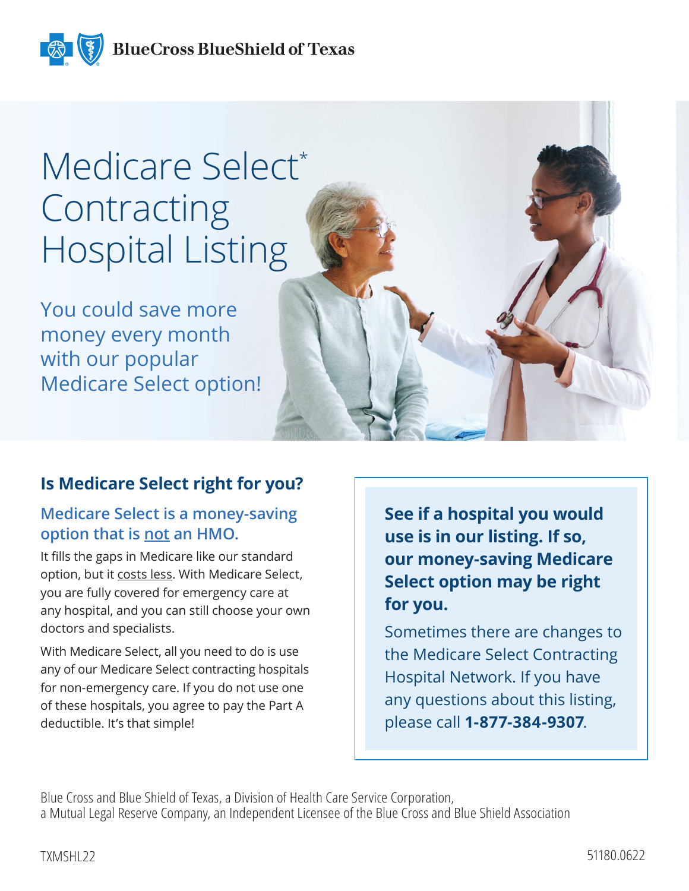BlueCross BlueShield of Texas

# Medicare Select* Contracting Hospital Listing

## You could save more money every month with our popular Medicare Select option!

### Is Medicare Select right for you?

#### Medicare Select is a money-saving option that is not an HMO.

It fills the gaps in Medicare like our standard option, but it costs less. With Medicare Select, you are fully covered for emergency care at any hospital, and you can still choose your own doctors and specialists.

With Medicare Select, all you need to do is use any of our Medicare Select contracting hospitals for non-emergency care. If you do not use one of these hospitals, you agree to pay the Part A deductible. It's that simple!

**See if a hospital you would use is in our listing. If so, our money-saving Medicare Select option may be right for you.**

Sometimes there are changes to the Medicare Select Contracting Hospital Network. If you have any questions about this listing, please call **1-877-384-9307**.

Blue Cross and Blue Shield of Texas, a Division of Health Care Service Corporation, a Mutual Legal Reserve Company, an Independent Licensee of the Blue Cross and Blue Shield Association

TXMSHL22

51180.0622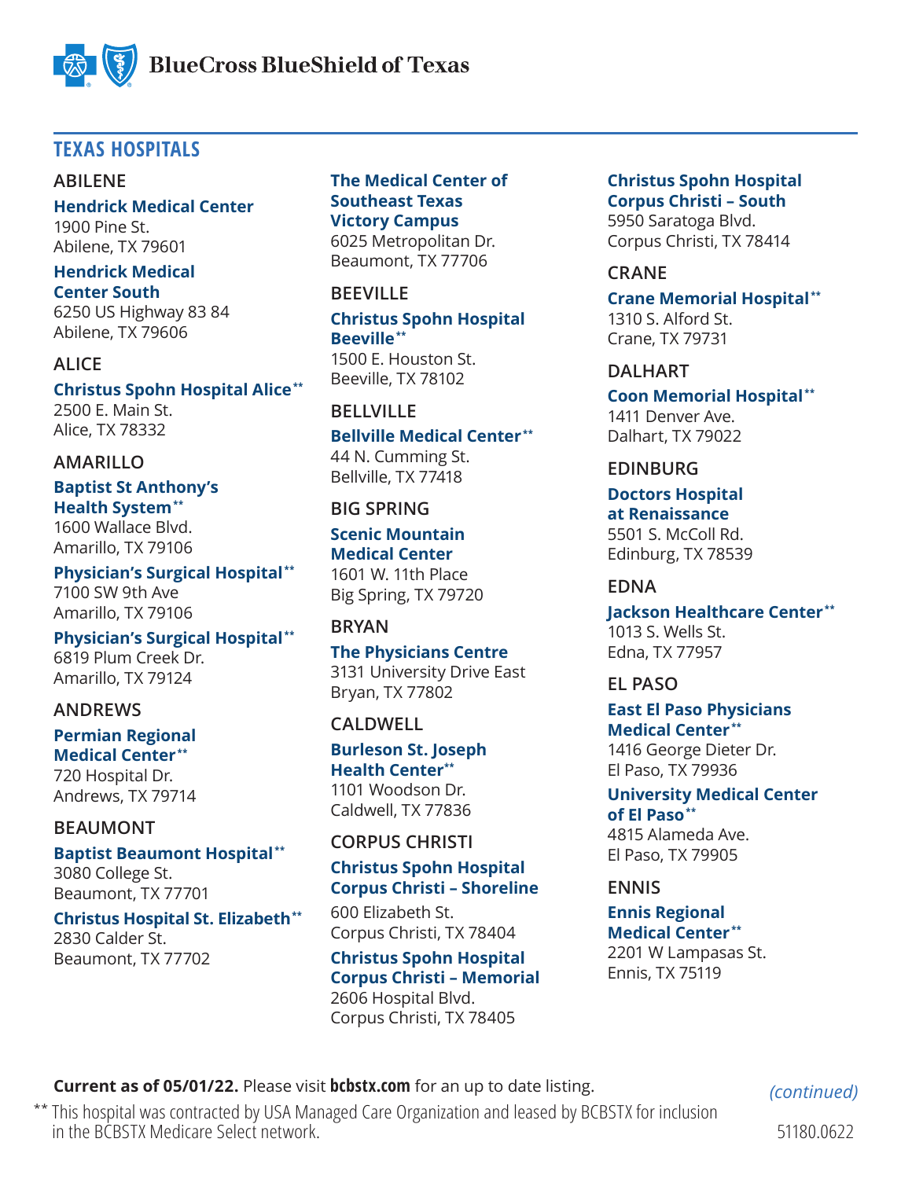## TEXAS HOSPITALS

### ABILENE

**Hendrick Medical Center**
1900 Pine St.
Abilene, TX 79601

**Hendrick Medical Center South**
6250 US Highway 83 84
Abilene, TX 79606

### ALICE

**Christus Spohn Hospital Alice****
2500 E. Main St.
Alice, TX 78332

### AMARILLO

**Baptist St Anthony's Health System****
1600 Wallace Blvd.
Amarillo, TX 79106

**Physician's Surgical Hospital****
7100 SW 9th Ave
Amarillo, TX 79106

**Physician's Surgical Hospital****
6819 Plum Creek Dr.
Amarillo, TX 79124

### ANDREWS

**Permian Regional Medical Center****
720 Hospital Dr.
Andrews, TX 79714

### BEAUMONT

**Baptist Beaumont Hospital****
3080 College St.
Beaumont, TX 77701

**Christus Hospital St. Elizabeth****
2830 Calder St.
Beaumont, TX 77702

**The Medical Center of Southeast Texas Victory Campus**
6025 Metropolitan Dr.
Beaumont, TX 77706

### BEEVILLE

**Christus Spohn Hospital Beeville****
1500 E. Houston St.
Beeville, TX 78102

### BELLVILLE

**Bellville Medical Center****
44 N. Cumming St.
Bellville, TX 77418

### BIG SPRING

**Scenic Mountain Medical Center**
1601 W. 11th Place
Big Spring, TX 79720

### BRYAN

**The Physicians Centre**
3131 University Drive East
Bryan, TX 77802

### CALDWELL

**Burleson St. Joseph Health Center****
1101 Woodson Dr.
Caldwell, TX 77836

### CORPUS CHRISTI

**Christus Spohn Hospital Corpus Christi – Shoreline**
600 Elizabeth St.
Corpus Christi, TX 78404

**Christus Spohn Hospital Corpus Christi – Memorial**
2606 Hospital Blvd.
Corpus Christi, TX 78405

**Christus Spohn Hospital Corpus Christi – South**
5950 Saratoga Blvd.
Corpus Christi, TX 78414

### CRANE

**Crane Memorial Hospital****
1310 S. Alford St.
Crane, TX 79731

### DALHART

**Coon Memorial Hospital****
1411 Denver Ave.
Dalhart, TX 79022

### EDINBURG

**Doctors Hospital at Renaissance**
5501 S. McColl Rd.
Edinburg, TX 78539

### EDNA

**Jackson Healthcare Center****
1013 S. Wells St.
Edna, TX 77957

### EL PASO

**East El Paso Physicians Medical Center****
1416 George Dieter Dr.
El Paso, TX 79936

**University Medical Center of El Paso****
4815 Alameda Ave.
El Paso, TX 79905

### ENNIS

**Ennis Regional Medical Center****
2201 W Lampasas St.
Ennis, TX 75119

**Current as of 05/01/22.** Please visit **bcbstx.com** for an up to date listing.

*(continued)*

** This hospital was contracted by USA Managed Care Organization and leased by BCBSTX for inclusion in the BCBSTX Medicare Select network.

51180.0622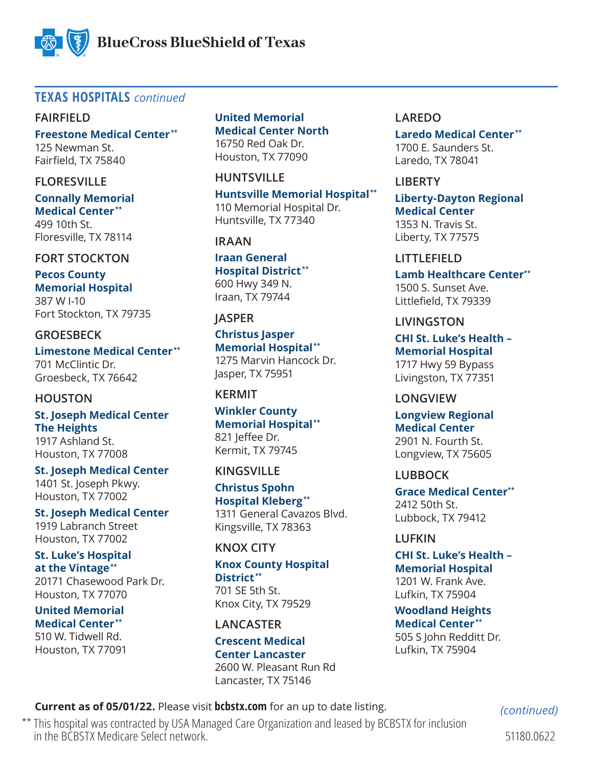## TEXAS HOSPITALS *continued*

### FAIRFIELD

**Freestone Medical Center****
125 Newman St.
Fairfield, TX 75840

### FLORESVILLE

**Connally Memorial Medical Center****
499 10th St.
Floresville, TX 78114

### FORT STOCKTON

**Pecos County Memorial Hospital**
387 W I-10
Fort Stockton, TX 79735

### GROESBECK

**Limestone Medical Center****
701 McClintic Dr.
Groesbeck, TX 76642

### HOUSTON

**St. Joseph Medical Center The Heights**
1917 Ashland St.
Houston, TX 77008

**St. Joseph Medical Center**
1401 St. Joseph Pkwy.
Houston, TX 77002

**St. Joseph Medical Center**
1919 Labranch Street
Houston, TX 77002

**St. Luke's Hospital at the Vintage****
20171 Chasewood Park Dr.
Houston, TX 77070

**United Memorial Medical Center****
510 W. Tidwell Rd.
Houston, TX 77091

**United Memorial Medical Center North**
16750 Red Oak Dr.
Houston, TX 77090

### HUNTSVILLE

**Huntsville Memorial Hospital****
110 Memorial Hospital Dr.
Huntsville, TX 77340

### IRAAN

**Iraan General Hospital District****
600 Hwy 349 N.
Iraan, TX 79744

### JASPER

**Christus Jasper Memorial Hospital****
1275 Marvin Hancock Dr.
Jasper, TX 75951

### KERMIT

**Winkler County Memorial Hospital****
821 Jeffee Dr.
Kermit, TX 79745

### KINGSVILLE

**Christus Spohn Hospital Kleberg****
1311 General Cavazos Blvd.
Kingsville, TX 78363

### KNOX CITY

**Knox County Hospital District****
701 SE 5th St.
Knox City, TX 79529

### LANCASTER

**Crescent Medical Center Lancaster**
2600 W. Pleasant Run Rd
Lancaster, TX 75146

### LAREDO

**Laredo Medical Center****
1700 E. Saunders St.
Laredo, TX 78041

### LIBERTY

**Liberty-Dayton Regional Medical Center**
1353 N. Travis St.
Liberty, TX 77575

### LITTLEFIELD

**Lamb Healthcare Center****
1500 S. Sunset Ave.
Littlefield, TX 79339

### LIVINGSTON

**CHI St. Luke's Health – Memorial Hospital**
1717 Hwy 59 Bypass
Livingston, TX 77351

### LONGVIEW

**Longview Regional Medical Center**
2901 N. Fourth St.
Longview, TX 75605

### LUBBOCK

**Grace Medical Center****
2412 50th St.
Lubbock, TX 79412

### LUFKIN

**CHI St. Luke's Health – Memorial Hospital**
1201 W. Frank Ave.
Lufkin, TX 75904

**Woodland Heights Medical Center****
505 S John Redditt Dr.
Lufkin, TX 75904

**Current as of 05/01/22.** Please visit **bcbstx.com** for an up to date listing.

*(continued)*

** This hospital was contracted by USA Managed Care Organization and leased by BCBSTX for inclusion in the BCBSTX Medicare Select network.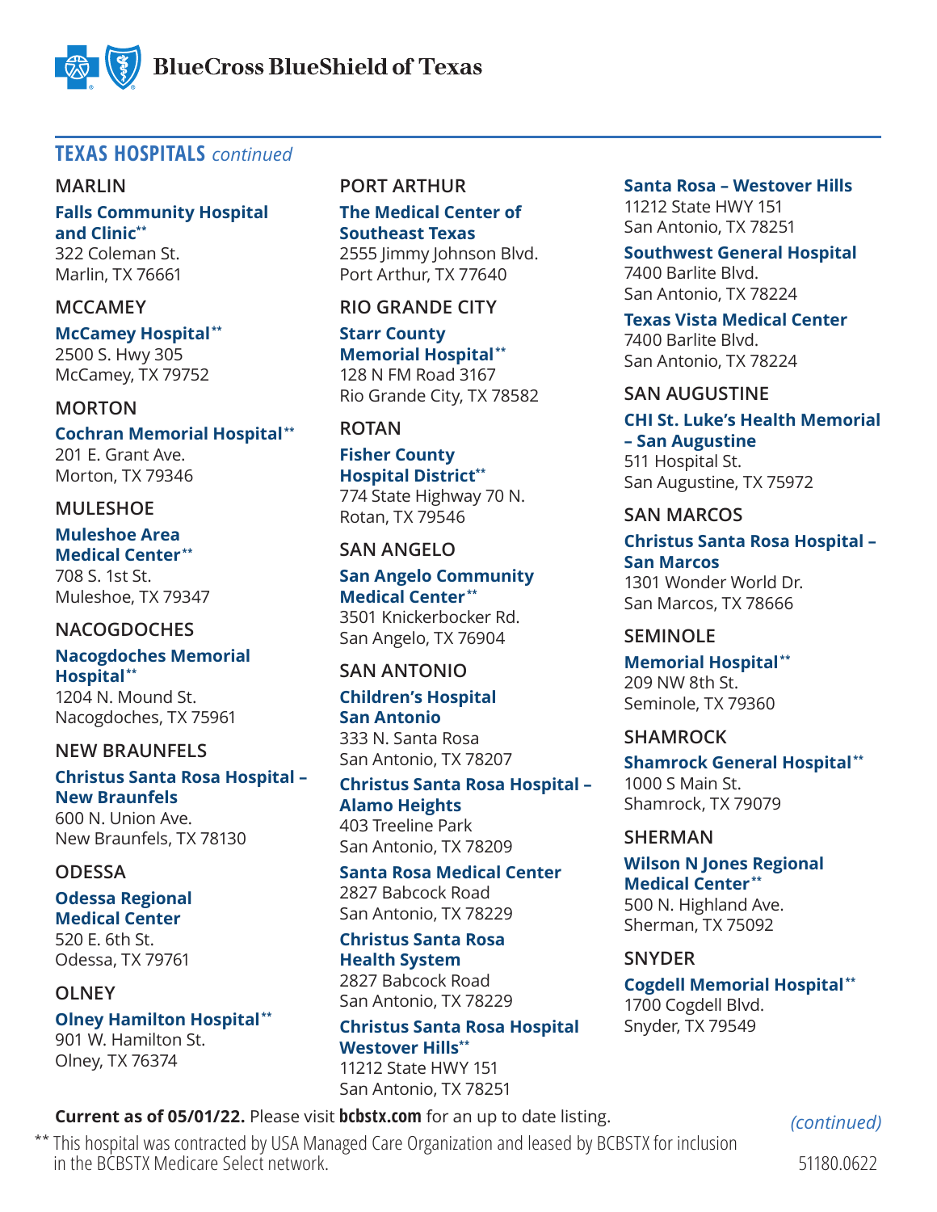## TEXAS HOSPITALS *continued*

### MARLIN

**Falls Community Hospital and Clinic****
322 Coleman St.
Marlin, TX 76661

### MCCAMEY

**McCamey Hospital****
2500 S. Hwy 305
McCamey, TX 79752

### MORTON

**Cochran Memorial Hospital****
201 E. Grant Ave.
Morton, TX 79346

### MULESHOE

**Muleshoe Area Medical Center****
708 S. 1st St.
Muleshoe, TX 79347

### NACOGDOCHES

**Nacogdoches Memorial Hospital****
1204 N. Mound St.
Nacogdoches, TX 75961

### NEW BRAUNFELS

**Christus Santa Rosa Hospital – New Braunfels**
600 N. Union Ave.
New Braunfels, TX 78130

### ODESSA

**Odessa Regional Medical Center**
520 E. 6th St.
Odessa, TX 79761

### OLNEY

**Olney Hamilton Hospital****
901 W. Hamilton St.
Olney, TX 76374

### PORT ARTHUR

**The Medical Center of Southeast Texas**
2555 Jimmy Johnson Blvd.
Port Arthur, TX 77640

### RIO GRANDE CITY

**Starr County Memorial Hospital****
128 N FM Road 3167
Rio Grande City, TX 78582

### ROTAN

**Fisher County Hospital District****
774 State Highway 70 N.
Rotan, TX 79546

### SAN ANGELO

**San Angelo Community Medical Center****
3501 Knickerbocker Rd.
San Angelo, TX 76904

### SAN ANTONIO

**Children's Hospital San Antonio**
333 N. Santa Rosa
San Antonio, TX 78207

**Christus Santa Rosa Hospital – Alamo Heights**
403 Treeline Park
San Antonio, TX 78209

**Santa Rosa Medical Center**
2827 Babcock Road
San Antonio, TX 78229

**Christus Santa Rosa Health System**
2827 Babcock Road
San Antonio, TX 78229

**Christus Santa Rosa Hospital Westover Hills****
11212 State HWY 151
San Antonio, TX 78251

**Santa Rosa – Westover Hills**
11212 State HWY 151
San Antonio, TX 78251

**Southwest General Hospital**
7400 Barlite Blvd.
San Antonio, TX 78224

**Texas Vista Medical Center**
7400 Barlite Blvd.
San Antonio, TX 78224

### SAN AUGUSTINE

**CHI St. Luke's Health Memorial – San Augustine**
511 Hospital St.
San Augustine, TX 75972

### SAN MARCOS

**Christus Santa Rosa Hospital – San Marcos**
1301 Wonder World Dr.
San Marcos, TX 78666

### SEMINOLE

**Memorial Hospital****
209 NW 8th St.
Seminole, TX 79360

### SHAMROCK

**Shamrock General Hospital****
1000 S Main St.
Shamrock, TX 79079

### SHERMAN

**Wilson N Jones Regional Medical Center****
500 N. Highland Ave.
Sherman, TX 75092

### SNYDER

**Cogdell Memorial Hospital****
1700 Cogdell Blvd.
Snyder, TX 79549

**Current as of 05/01/22.** Please visit **bcbstx.com** for an up to date listing.

*(continued)*

** This hospital was contracted by USA Managed Care Organization and leased by BCBSTX for inclusion in the BCBSTX Medicare Select network.

51180.0622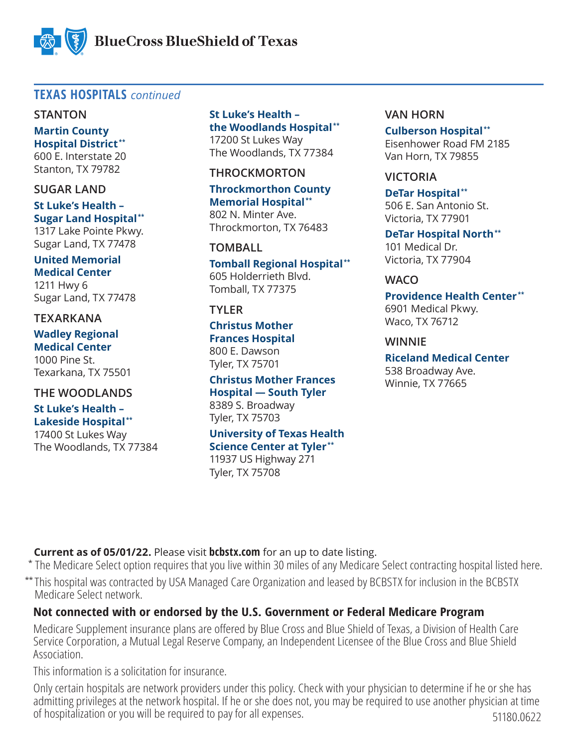## TEXAS HOSPITALS *continued*

### STANTON

**Martin County Hospital District****
600 E. Interstate 20
Stanton, TX 79782

### SUGAR LAND

**St Luke's Health – Sugar Land Hospital****
1317 Lake Pointe Pkwy.
Sugar Land, TX 77478

**United Memorial Medical Center**
1211 Hwy 6
Sugar Land, TX 77478

### TEXARKANA

**Wadley Regional Medical Center**
1000 Pine St.
Texarkana, TX 75501

### THE WOODLANDS

**St Luke's Health – Lakeside Hospital****
17400 St Lukes Way
The Woodlands, TX 77384

**St Luke's Health – the Woodlands Hospital****
17200 St Lukes Way
The Woodlands, TX 77384

### THROCKMORTON

**Throckmorthon County Memorial Hospital****
802 N. Minter Ave.
Throckmorton, TX 76483

### TOMBALL

**Tomball Regional Hospital****
605 Holderrieth Blvd.
Tomball, TX 77375

### TYLER

**Christus Mother Frances Hospital**
800 E. Dawson
Tyler, TX 75701

**Christus Mother Frances Hospital — South Tyler**
8389 S. Broadway
Tyler, TX 75703

**University of Texas Health Science Center at Tyler****
11937 US Highway 271
Tyler, TX 75708

### VAN HORN

**Culberson Hospital****
Eisenhower Road FM 2185
Van Horn, TX 79855

### VICTORIA

**DeTar Hospital****
506 E. San Antonio St.
Victoria, TX 77901

**DeTar Hospital North****
101 Medical Dr.
Victoria, TX 77904

### WACO

**Providence Health Center****
6901 Medical Pkwy.
Waco, TX 76712

### WINNIE

**Riceland Medical Center**
538 Broadway Ave.
Winnie, TX 77665

**Current as of 05/01/22.** Please visit **bcbstx.com** for an up to date listing.

* The Medicare Select option requires that you live within 30 miles of any Medicare Select contracting hospital listed here.

** This hospital was contracted by USA Managed Care Organization and leased by BCBSTX for inclusion in the BCBSTX Medicare Select network.

**Not connected with or endorsed by the U.S. Government or Federal Medicare Program**

Medicare Supplement insurance plans are offered by Blue Cross and Blue Shield of Texas, a Division of Health Care Service Corporation, a Mutual Legal Reserve Company, an Independent Licensee of the Blue Cross and Blue Shield Association.

This information is a solicitation for insurance.

Only certain hospitals are network providers under this policy. Check with your physician to determine if he or she has admitting privileges at the network hospital. If he or she does not, you may be required to use another physician at time of hospitalization or you will be required to pay for all expenses.

51180.0622